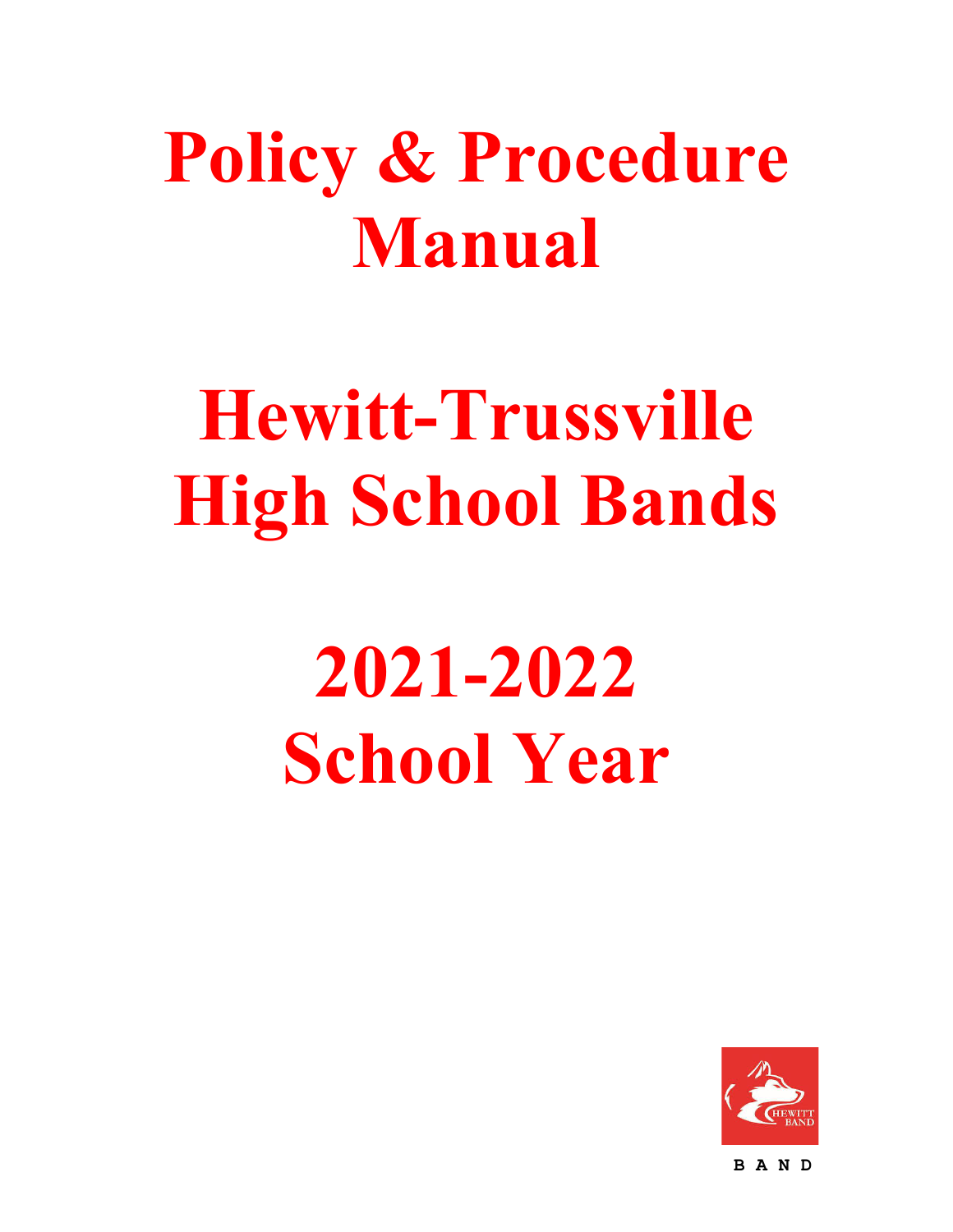# Policy & Procedure Manual

# Hewitt-Trussville High School Bands

# 2021-2022 School Year

BAND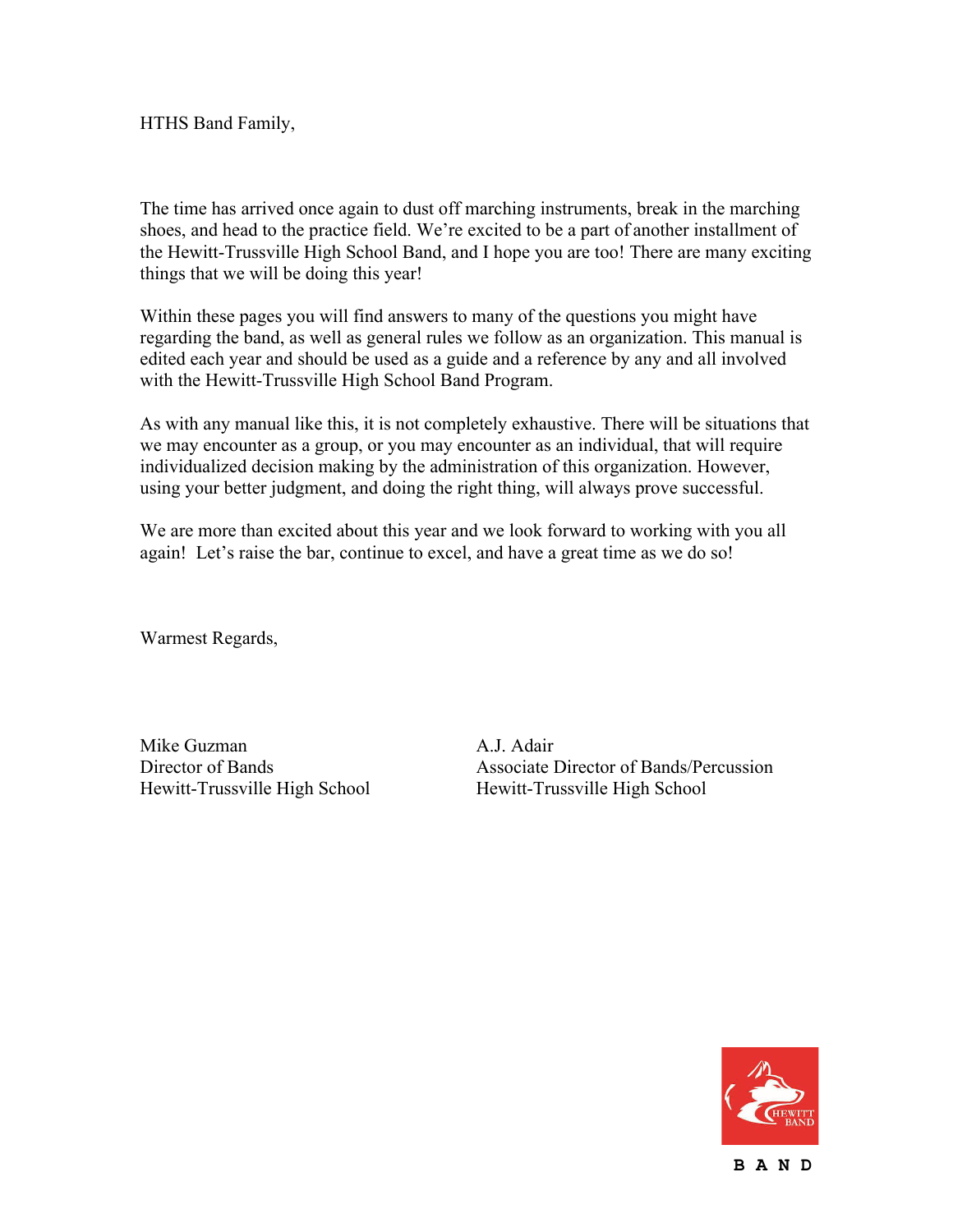HTHS Band Family,

The time has arrived once again to dust off marching instruments, break in the marching shoes, and head to the practice field. We're excited to be a part of another installment of the Hewitt-Trussville High School Band, and I hope you are too! There are many exciting things that we will be doing this year!

Within these pages you will find answers to many of the questions you might have regarding the band, as well as general rules we follow as an organization. This manual is edited each year and should be used as a guide and a reference by any and all involved with the Hewitt-Trussville High School Band Program.

As with any manual like this, it is not completely exhaustive. There will be situations that we may encounter as a group, or you may encounter as an individual, that will require individualized decision making by the administration of this organization. However, using your better judgment, and doing the right thing, will always prove successful.

We are more than excited about this year and we look forward to working with you all again! Let's raise the bar, continue to excel, and have a great time as we do so!

Warmest Regards,

Mike Guzman
Director of Bands
Hewitt-Trussville High School

A.J. Adair
Associate Director of Bands/Percussion
Hewitt-Trussville High School

HEWITT BAND

BAND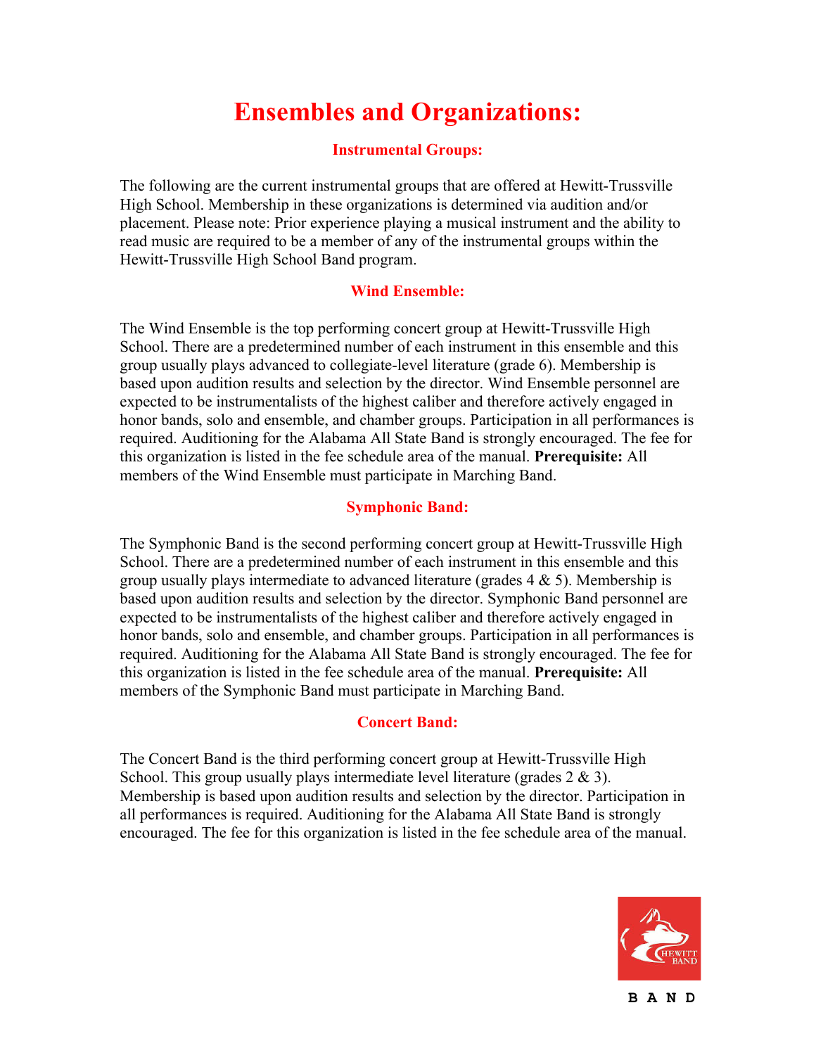# Ensembles and Organizations:

## Instrumental Groups:

The following are the current instrumental groups that are offered at Hewitt-Trussville High School. Membership in these organizations is determined via audition and/or placement. Please note: Prior experience playing a musical instrument and the ability to read music are required to be a member of any of the instrumental groups within the Hewitt-Trussville High School Band program.

### Wind Ensemble:

The Wind Ensemble is the top performing concert group at Hewitt-Trussville High School. There are a predetermined number of each instrument in this ensemble and this group usually plays advanced to collegiate-level literature (grade 6). Membership is based upon audition results and selection by the director. Wind Ensemble personnel are expected to be instrumentalists of the highest caliber and therefore actively engaged in honor bands, solo and ensemble, and chamber groups. Participation in all performances is required. Auditioning for the Alabama All State Band is strongly encouraged. The fee for this organization is listed in the fee schedule area of the manual. **Prerequisite:** All members of the Wind Ensemble must participate in Marching Band.

### Symphonic Band:

The Symphonic Band is the second performing concert group at Hewitt-Trussville High School. There are a predetermined number of each instrument in this ensemble and this group usually plays intermediate to advanced literature (grades 4 & 5). Membership is based upon audition results and selection by the director. Symphonic Band personnel are expected to be instrumentalists of the highest caliber and therefore actively engaged in honor bands, solo and ensemble, and chamber groups. Participation in all performances is required. Auditioning for the Alabama All State Band is strongly encouraged. The fee for this organization is listed in the fee schedule area of the manual. **Prerequisite:** All members of the Symphonic Band must participate in Marching Band.

### Concert Band:

The Concert Band is the third performing concert group at Hewitt-Trussville High School. This group usually plays intermediate level literature (grades 2 & 3). Membership is based upon audition results and selection by the director. Participation in all performances is required. Auditioning for the Alabama All State Band is strongly encouraged. The fee for this organization is listed in the fee schedule area of the manual.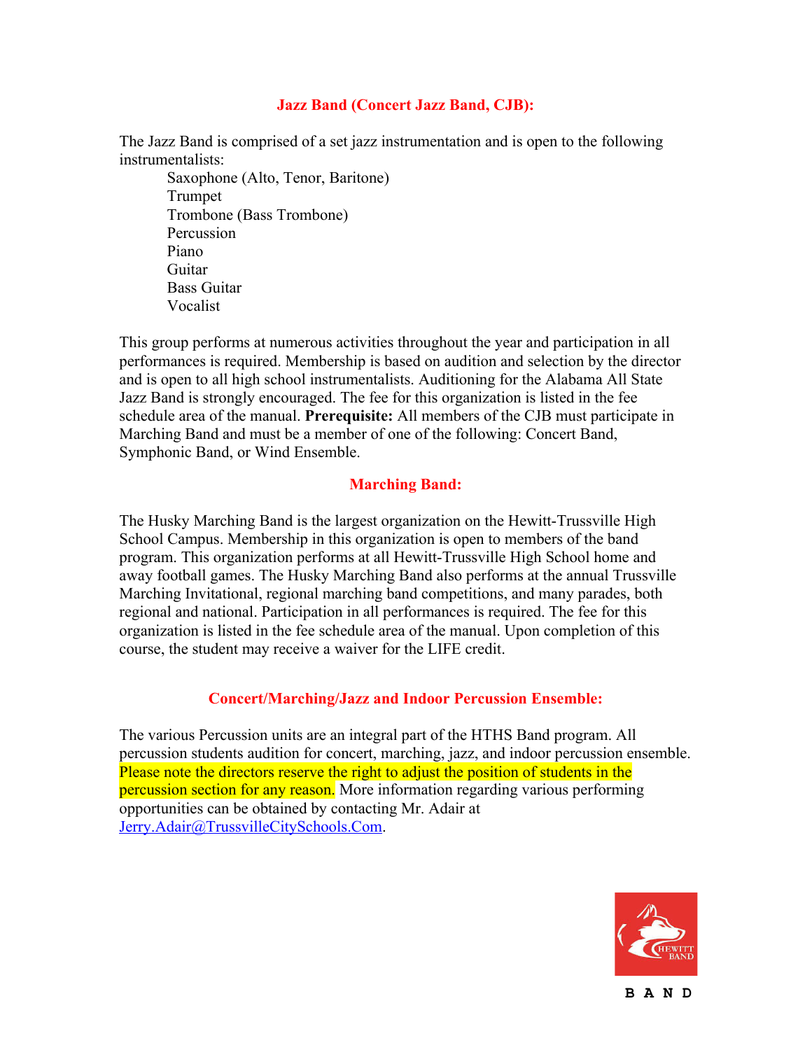## Jazz Band (Concert Jazz Band, CJB):

The Jazz Band is comprised of a set jazz instrumentation and is open to the following instrumentalists:

- Saxophone (Alto, Tenor, Baritone)
- Trumpet
- Trombone (Bass Trombone)
- Percussion
- Piano
- Guitar
- Bass Guitar
- Vocalist

This group performs at numerous activities throughout the year and participation in all performances is required. Membership is based on audition and selection by the director and is open to all high school instrumentalists. Auditioning for the Alabama All State Jazz Band is strongly encouraged. The fee for this organization is listed in the fee schedule area of the manual. **Prerequisite:** All members of the CJB must participate in Marching Band and must be a member of one of the following: Concert Band, Symphonic Band, or Wind Ensemble.

## Marching Band:

The Husky Marching Band is the largest organization on the Hewitt-Trussville High School Campus. Membership in this organization is open to members of the band program. This organization performs at all Hewitt-Trussville High School home and away football games. The Husky Marching Band also performs at the annual Trussville Marching Invitational, regional marching band competitions, and many parades, both regional and national. Participation in all performances is required. The fee for this organization is listed in the fee schedule area of the manual. Upon completion of this course, the student may receive a waiver for the LIFE credit.

## Concert/Marching/Jazz and Indoor Percussion Ensemble:

The various Percussion units are an integral part of the HTHS Band program. All percussion students audition for concert, marching, jazz, and indoor percussion ensemble. Please note the directors reserve the right to adjust the position of students in the percussion section for any reason. More information regarding various performing opportunities can be obtained by contacting Mr. Adair at Jerry.Adair@TrussvilleCitySchools.Com.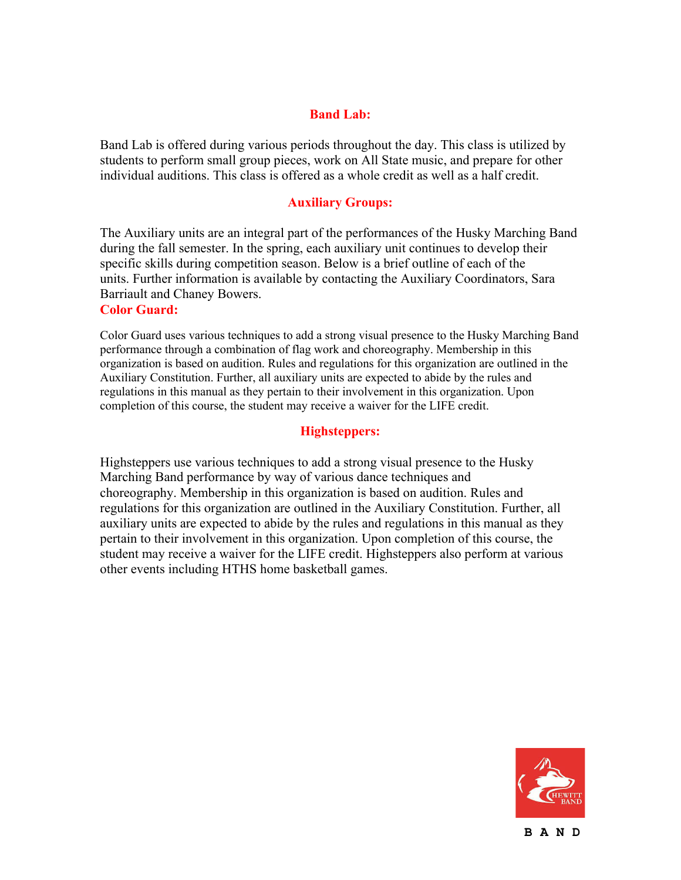## Band Lab:

Band Lab is offered during various periods throughout the day. This class is utilized by students to perform small group pieces, work on All State music, and prepare for other individual auditions. This class is offered as a whole credit as well as a half credit.

## Auxiliary Groups:

The Auxiliary units are an integral part of the performances of the Husky Marching Band during the fall semester. In the spring, each auxiliary unit continues to develop their specific skills during competition season. Below is a brief outline of each of the units. Further information is available by contacting the Auxiliary Coordinators, Sara Barriault and Chaney Bowers.

### Color Guard:

Color Guard uses various techniques to add a strong visual presence to the Husky Marching Band performance through a combination of flag work and choreography. Membership in this organization is based on audition. Rules and regulations for this organization are outlined in the Auxiliary Constitution. Further, all auxiliary units are expected to abide by the rules and regulations in this manual as they pertain to their involvement in this organization. Upon completion of this course, the student may receive a waiver for the LIFE credit.

### Highsteppers:

Highsteppers use various techniques to add a strong visual presence to the Husky Marching Band performance by way of various dance techniques and choreography. Membership in this organization is based on audition. Rules and regulations for this organization are outlined in the Auxiliary Constitution. Further, all auxiliary units are expected to abide by the rules and regulations in this manual as they pertain to their involvement in this organization. Upon completion of this course, the student may receive a waiver for the LIFE credit. Highsteppers also perform at various other events including HTHS home basketball games.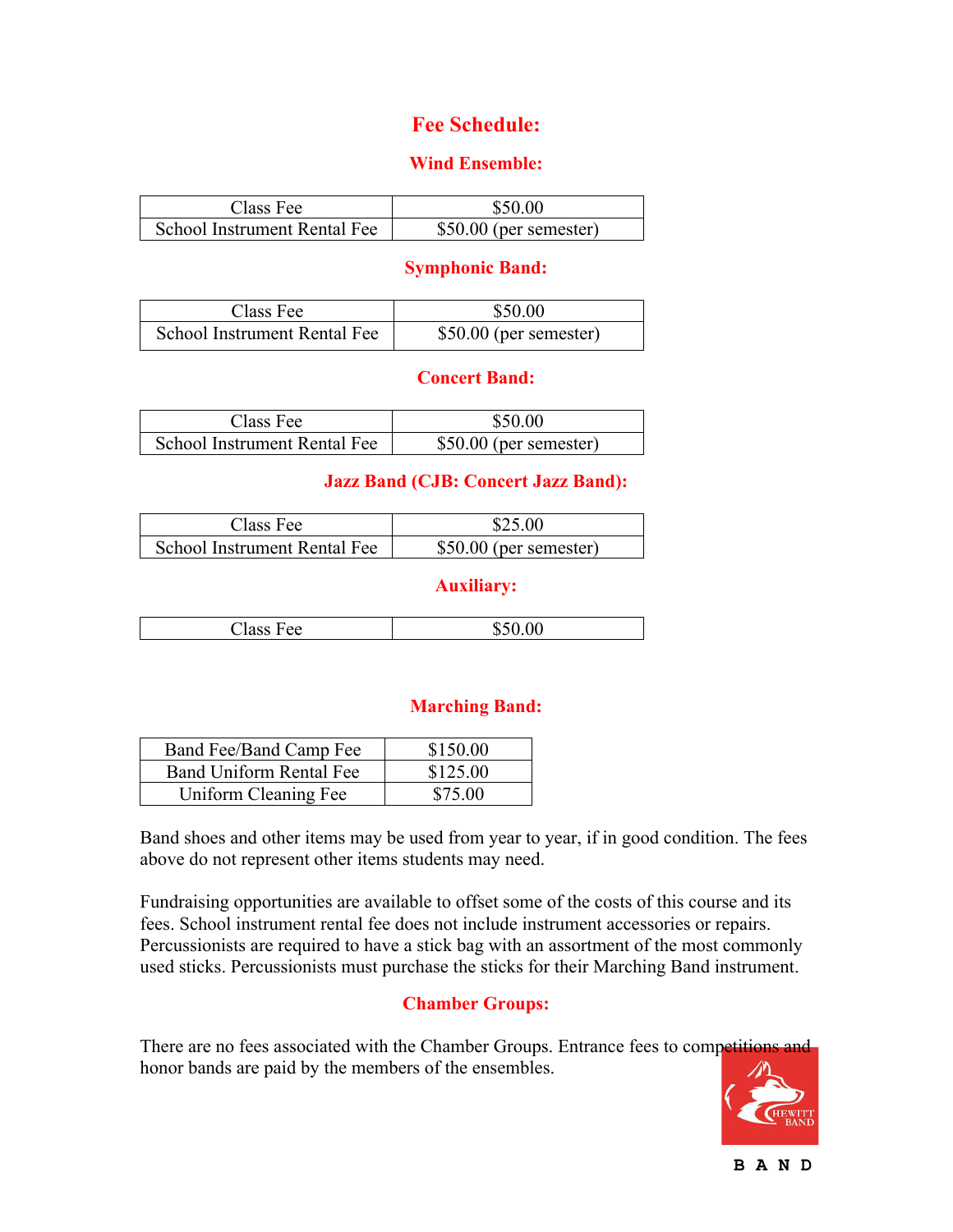# Fee Schedule:

## Wind Ensemble:

| Class Fee | $50.00 |
|---|---|
| School Instrument Rental Fee | $50.00 (per semester) |

## Symphonic Band:

| Class Fee | $50.00 |
|---|---|
| School Instrument Rental Fee | $50.00 (per semester) |

## Concert Band:

| Class Fee | $50.00 |
|---|---|
| School Instrument Rental Fee | $50.00 (per semester) |

## Jazz Band (CJB: Concert Jazz Band):

| Class Fee | $25.00 |
|---|---|
| School Instrument Rental Fee | $50.00 (per semester) |

## Auxiliary:

| Class Fee | $50.00 |
|---|---|

## Marching Band:

| Band Fee/Band Camp Fee | $150.00 |
|---|---|
| Band Uniform Rental Fee | $125.00 |
| Uniform Cleaning Fee | $75.00 |

Band shoes and other items may be used from year to year, if in good condition. The fees above do not represent other items students may need.

Fundraising opportunities are available to offset some of the costs of this course and its fees. School instrument rental fee does not include instrument accessories or repairs. Percussionists are required to have a stick bag with an assortment of the most commonly used sticks. Percussionists must purchase the sticks for their Marching Band instrument.

## Chamber Groups:

There are no fees associated with the Chamber Groups. Entrance fees to competitions and honor bands are paid by the members of the ensembles.

HEWITT BAND

BAND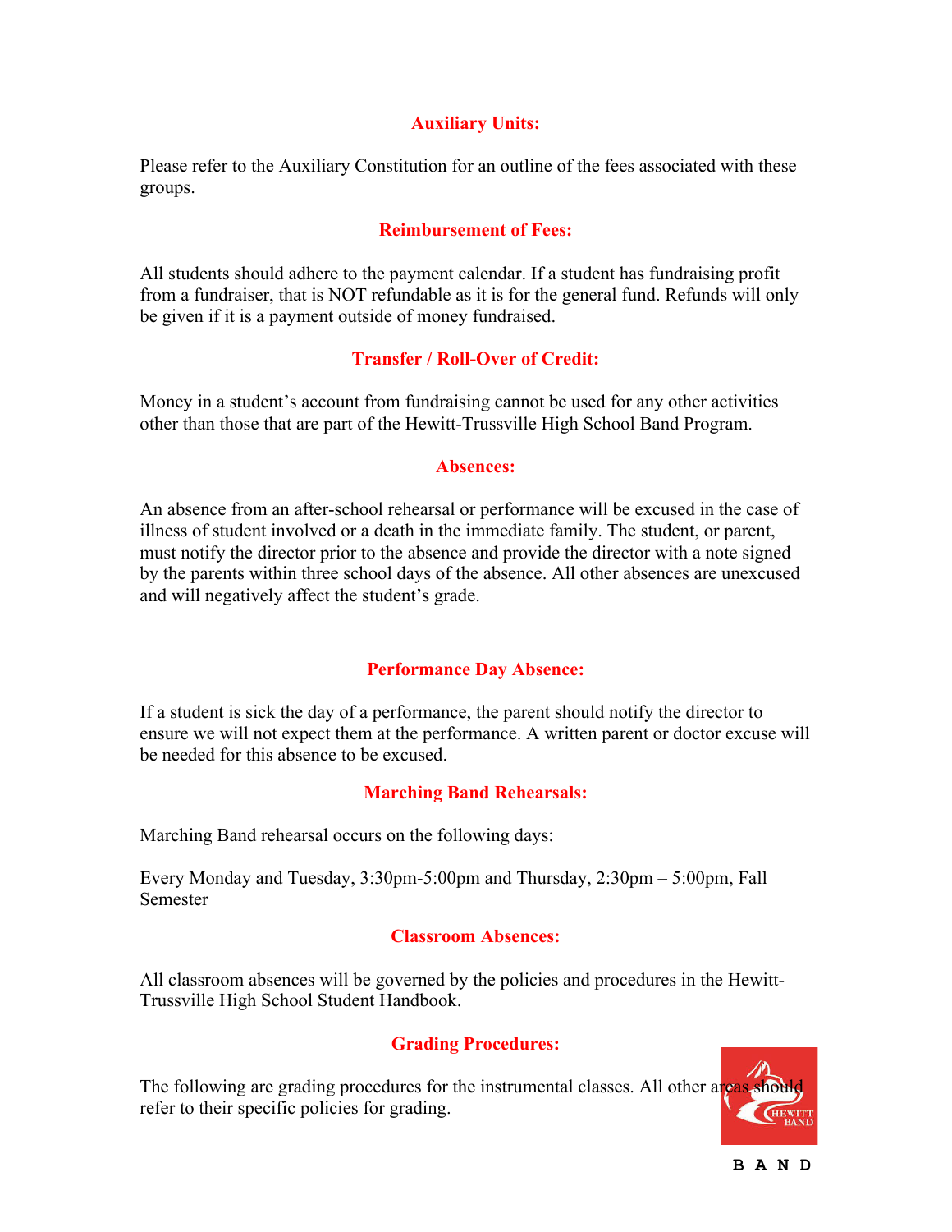## Auxiliary Units:

Please refer to the Auxiliary Constitution for an outline of the fees associated with these groups.

## Reimbursement of Fees:

All students should adhere to the payment calendar. If a student has fundraising profit from a fundraiser, that is NOT refundable as it is for the general fund. Refunds will only be given if it is a payment outside of money fundraised.

## Transfer / Roll-Over of Credit:

Money in a student's account from fundraising cannot be used for any other activities other than those that are part of the Hewitt-Trussville High School Band Program.

## Absences:

An absence from an after-school rehearsal or performance will be excused in the case of illness of student involved or a death in the immediate family. The student, or parent, must notify the director prior to the absence and provide the director with a note signed by the parents within three school days of the absence. All other absences are unexcused and will negatively affect the student's grade.

## Performance Day Absence:

If a student is sick the day of a performance, the parent should notify the director to ensure we will not expect them at the performance. A written parent or doctor excuse will be needed for this absence to be excused.

## Marching Band Rehearsals:

Marching Band rehearsal occurs on the following days:

Every Monday and Tuesday, 3:30pm-5:00pm and Thursday, 2:30pm – 5:00pm, Fall Semester

## Classroom Absences:

All classroom absences will be governed by the policies and procedures in the Hewitt-Trussville High School Student Handbook.

## Grading Procedures:

The following are grading procedures for the instrumental classes. All other areas should refer to their specific policies for grading.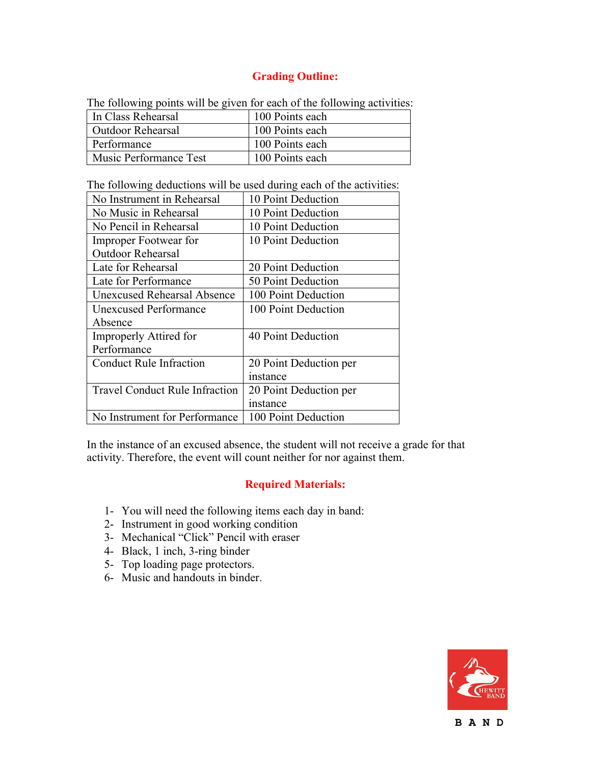## Grading Outline:

The following points will be given for each of the following activities:

| Activity | Points |
|---|---|
| In Class Rehearsal | 100 Points each |
| Outdoor Rehearsal | 100 Points each |
| Performance | 100 Points each |
| Music Performance Test | 100 Points each |

The following deductions will be used during each of the activities:

| Infraction | Deduction |
|---|---|
| No Instrument in Rehearsal | 10 Point Deduction |
| No Music in Rehearsal | 10 Point Deduction |
| No Pencil in Rehearsal | 10 Point Deduction |
| Improper Footwear for Outdoor Rehearsal | 10 Point Deduction |
| Late for Rehearsal | 20 Point Deduction |
| Late for Performance | 50 Point Deduction |
| Unexcused Rehearsal Absence | 100 Point Deduction |
| Unexcused Performance Absence | 100 Point Deduction |
| Improperly Attired for Performance | 40 Point Deduction |
| Conduct Rule Infraction | 20 Point Deduction per instance |
| Travel Conduct Rule Infraction | 20 Point Deduction per instance |
| No Instrument for Performance | 100 Point Deduction |

In the instance of an excused absence, the student will not receive a grade for that activity. Therefore, the event will count neither for nor against them.

## Required Materials:

1- You will need the following items each day in band:
2- Instrument in good working condition
3- Mechanical "Click" Pencil with eraser
4- Black, 1 inch, 3-ring binder
5- Top loading page protectors.
6- Music and handouts in binder.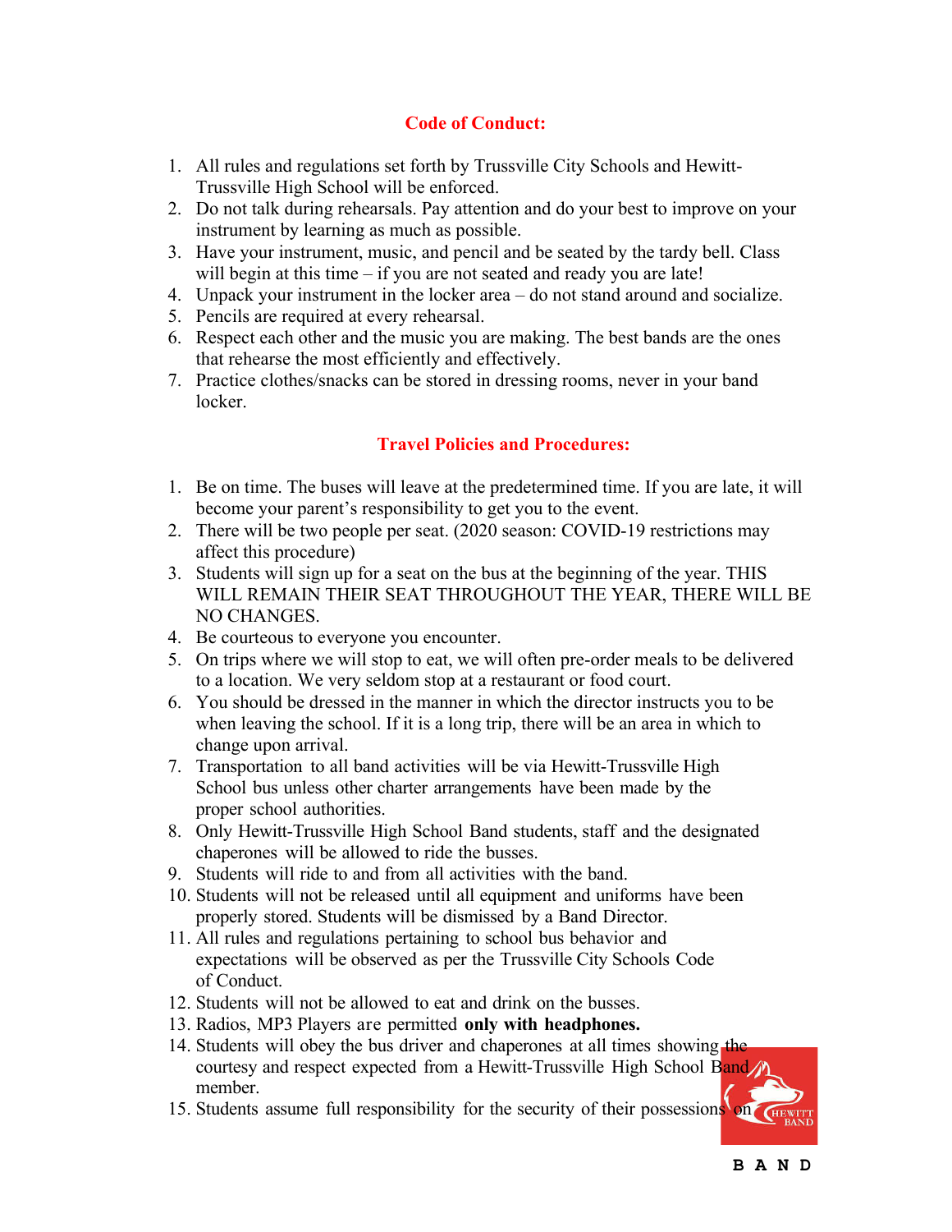## Code of Conduct:

1. All rules and regulations set forth by Trussville City Schools and Hewitt-Trussville High School will be enforced.
2. Do not talk during rehearsals. Pay attention and do your best to improve on your instrument by learning as much as possible.
3. Have your instrument, music, and pencil and be seated by the tardy bell. Class will begin at this time – if you are not seated and ready you are late!
4. Unpack your instrument in the locker area – do not stand around and socialize.
5. Pencils are required at every rehearsal.
6. Respect each other and the music you are making. The best bands are the ones that rehearse the most efficiently and effectively.
7. Practice clothes/snacks can be stored in dressing rooms, never in your band locker.

## Travel Policies and Procedures:

1. Be on time. The buses will leave at the predetermined time. If you are late, it will become your parent's responsibility to get you to the event.
2. There will be two people per seat. (2020 season: COVID-19 restrictions may affect this procedure)
3. Students will sign up for a seat on the bus at the beginning of the year. THIS WILL REMAIN THEIR SEAT THROUGHOUT THE YEAR, THERE WILL BE NO CHANGES.
4. Be courteous to everyone you encounter.
5. On trips where we will stop to eat, we will often pre-order meals to be delivered to a location. We very seldom stop at a restaurant or food court.
6. You should be dressed in the manner in which the director instructs you to be when leaving the school. If it is a long trip, there will be an area in which to change upon arrival.
7. Transportation to all band activities will be via Hewitt-Trussville High School bus unless other charter arrangements have been made by the proper school authorities.
8. Only Hewitt-Trussville High School Band students, staff and the designated chaperones will be allowed to ride the busses.
9. Students will ride to and from all activities with the band.
10. Students will not be released until all equipment and uniforms have been properly stored. Students will be dismissed by a Band Director.
11. All rules and regulations pertaining to school bus behavior and expectations will be observed as per the Trussville City Schools Code of Conduct.
12. Students will not be allowed to eat and drink on the busses.
13. Radios, MP3 Players are permitted **only with headphones.**
14. Students will obey the bus driver and chaperones at all times showing the courtesy and respect expected from a Hewitt-Trussville High School Band member.
15. Students assume full responsibility for the security of their possessions on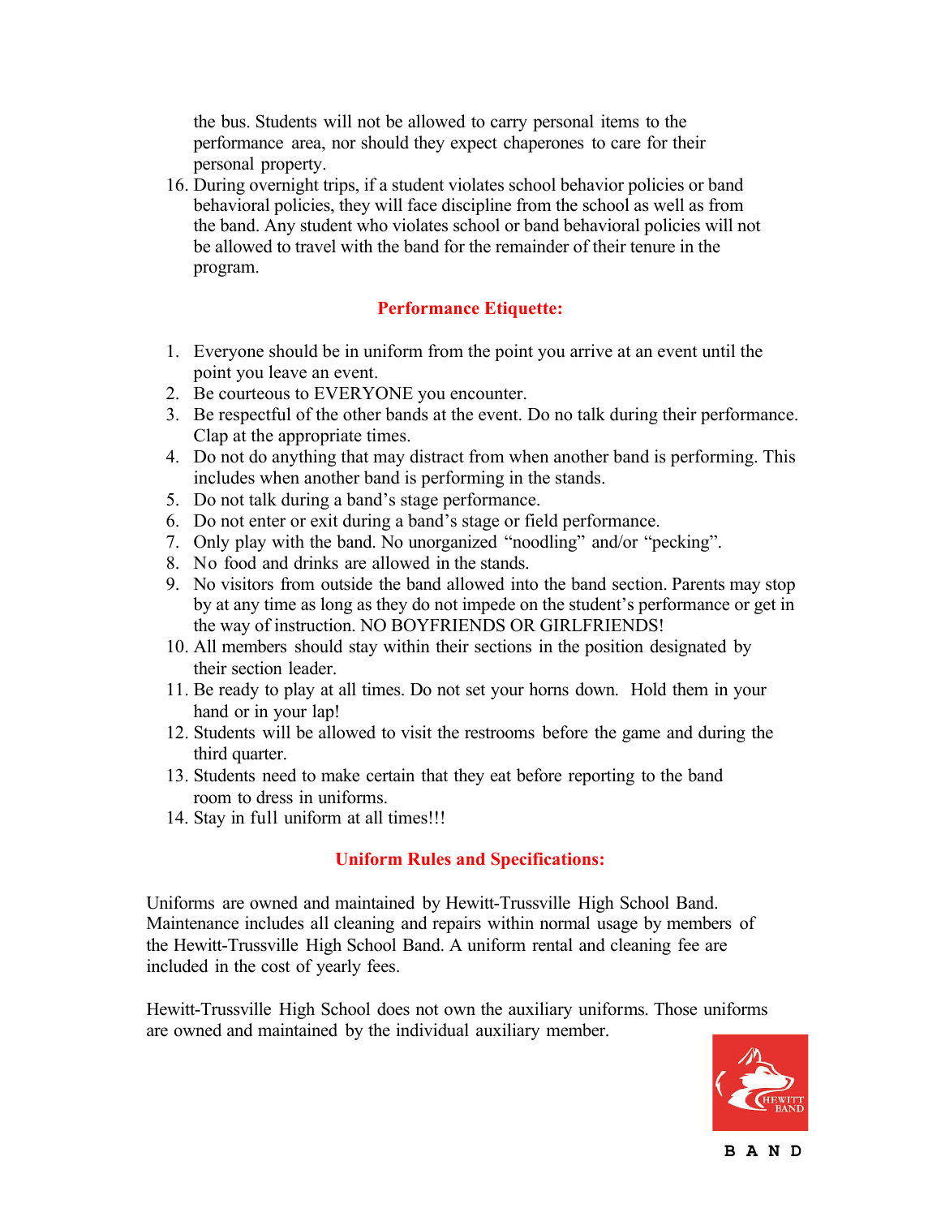the bus. Students will not be allowed to carry personal items to the performance area, nor should they expect chaperones to care for their personal property.

16. During overnight trips, if a student violates school behavior policies or band behavioral policies, they will face discipline from the school as well as from the band. Any student who violates school or band behavioral policies will not be allowed to travel with the band for the remainder of their tenure in the program.

## Performance Etiquette:

1. Everyone should be in uniform from the point you arrive at an event until the point you leave an event.
2. Be courteous to EVERYONE you encounter.
3. Be respectful of the other bands at the event. Do no talk during their performance. Clap at the appropriate times.
4. Do not do anything that may distract from when another band is performing. This includes when another band is performing in the stands.
5. Do not talk during a band's stage performance.
6. Do not enter or exit during a band's stage or field performance.
7. Only play with the band. No unorganized "noodling" and/or "pecking".
8. No food and drinks are allowed in the stands.
9. No visitors from outside the band allowed into the band section. Parents may stop by at any time as long as they do not impede on the student's performance or get in the way of instruction. NO BOYFRIENDS OR GIRLFRIENDS!
10. All members should stay within their sections in the position designated by their section leader.
11. Be ready to play at all times. Do not set your horns down. Hold them in your hand or in your lap!
12. Students will be allowed to visit the restrooms before the game and during the third quarter.
13. Students need to make certain that they eat before reporting to the band room to dress in uniforms.
14. Stay in full uniform at all times!!!

## Uniform Rules and Specifications:

Uniforms are owned and maintained by Hewitt-Trussville High School Band. Maintenance includes all cleaning and repairs within normal usage by members of the Hewitt-Trussville High School Band. A uniform rental and cleaning fee are included in the cost of yearly fees.

Hewitt-Trussville High School does not own the auxiliary uniforms. Those uniforms are owned and maintained by the individual auxiliary member.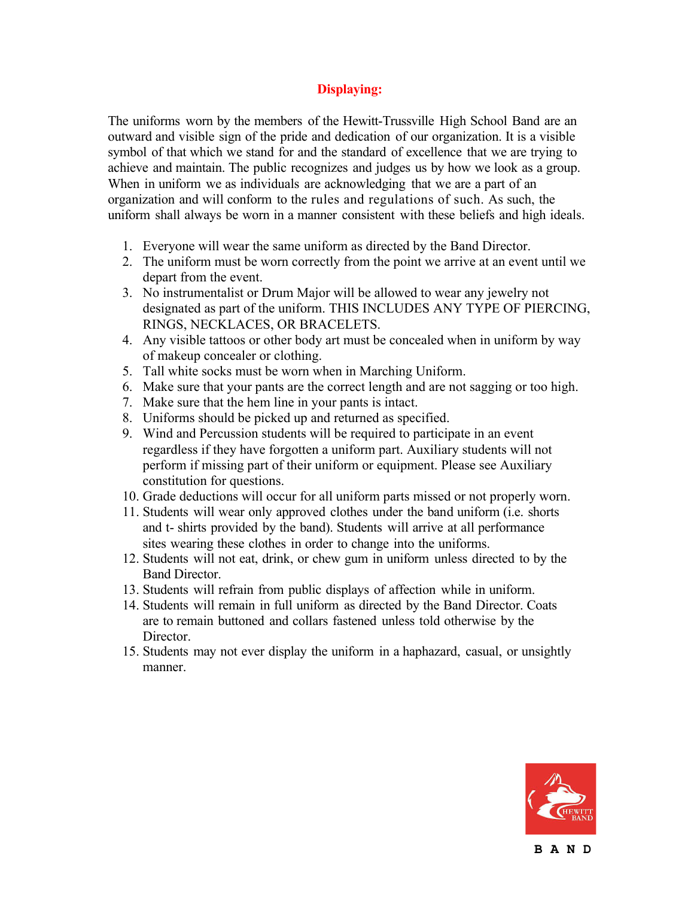## Displaying:

The uniforms worn by the members of the Hewitt-Trussville High School Band are an outward and visible sign of the pride and dedication of our organization. It is a visible symbol of that which we stand for and the standard of excellence that we are trying to achieve and maintain. The public recognizes and judges us by how we look as a group. When in uniform we as individuals are acknowledging that we are a part of an organization and will conform to the rules and regulations of such. As such, the uniform shall always be worn in a manner consistent with these beliefs and high ideals.

1. Everyone will wear the same uniform as directed by the Band Director.
2. The uniform must be worn correctly from the point we arrive at an event until we depart from the event.
3. No instrumentalist or Drum Major will be allowed to wear any jewelry not designated as part of the uniform. THIS INCLUDES ANY TYPE OF PIERCING, RINGS, NECKLACES, OR BRACELETS.
4. Any visible tattoos or other body art must be concealed when in uniform by way of makeup concealer or clothing.
5. Tall white socks must be worn when in Marching Uniform.
6. Make sure that your pants are the correct length and are not sagging or too high.
7. Make sure that the hem line in your pants is intact.
8. Uniforms should be picked up and returned as specified.
9. Wind and Percussion students will be required to participate in an event regardless if they have forgotten a uniform part. Auxiliary students will not perform if missing part of their uniform or equipment. Please see Auxiliary constitution for questions.
10. Grade deductions will occur for all uniform parts missed or not properly worn.
11. Students will wear only approved clothes under the band uniform (i.e. shorts and t- shirts provided by the band). Students will arrive at all performance sites wearing these clothes in order to change into the uniforms.
12. Students will not eat, drink, or chew gum in uniform unless directed to by the Band Director.
13. Students will refrain from public displays of affection while in uniform.
14. Students will remain in full uniform as directed by the Band Director. Coats are to remain buttoned and collars fastened unless told otherwise by the Director.
15. Students may not ever display the uniform in a haphazard, casual, or unsightly manner.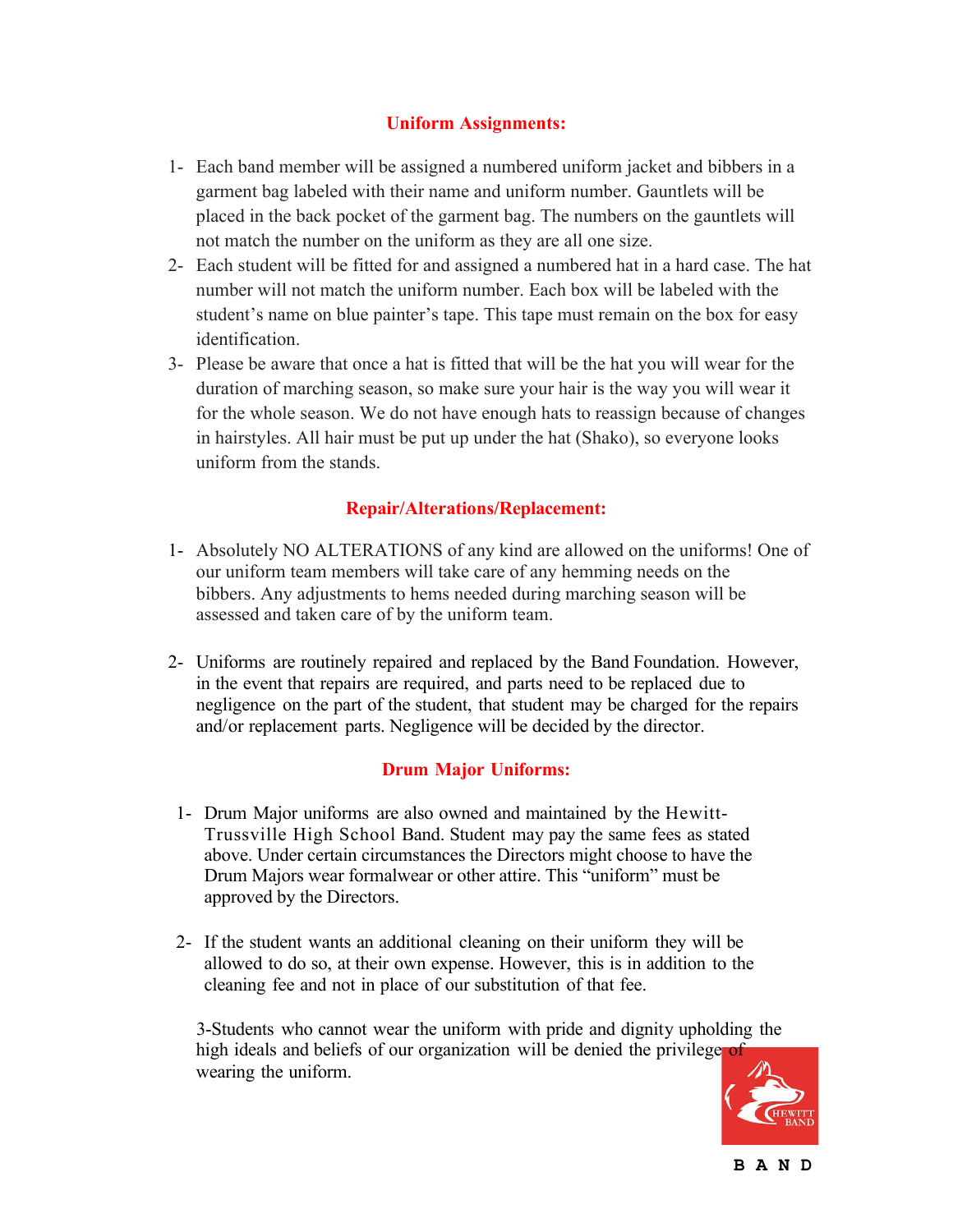## Uniform Assignments:

1- Each band member will be assigned a numbered uniform jacket and bibbers in a garment bag labeled with their name and uniform number. Gauntlets will be placed in the back pocket of the garment bag. The numbers on the gauntlets will not match the number on the uniform as they are all one size.
2- Each student will be fitted for and assigned a numbered hat in a hard case. The hat number will not match the uniform number. Each box will be labeled with the student's name on blue painter's tape. This tape must remain on the box for easy identification.
3- Please be aware that once a hat is fitted that will be the hat you will wear for the duration of marching season, so make sure your hair is the way you will wear it for the whole season. We do not have enough hats to reassign because of changes in hairstyles. All hair must be put up under the hat (Shako), so everyone looks uniform from the stands.

## Repair/Alterations/Replacement:

1- Absolutely NO ALTERATIONS of any kind are allowed on the uniforms! One of our uniform team members will take care of any hemming needs on the bibbers. Any adjustments to hems needed during marching season will be assessed and taken care of by the uniform team.

2- Uniforms are routinely repaired and replaced by the Band Foundation. However, in the event that repairs are required, and parts need to be replaced due to negligence on the part of the student, that student may be charged for the repairs and/or replacement parts. Negligence will be decided by the director.

## Drum Major Uniforms:

1- Drum Major uniforms are also owned and maintained by the Hewitt-Trussville High School Band. Student may pay the same fees as stated above. Under certain circumstances the Directors might choose to have the Drum Majors wear formalwear or other attire. This "uniform" must be approved by the Directors.

2- If the student wants an additional cleaning on their uniform they will be allowed to do so, at their own expense. However, this is in addition to the cleaning fee and not in place of our substitution of that fee.

3-Students who cannot wear the uniform with pride and dignity upholding the high ideals and beliefs of our organization will be denied the privilege of wearing the uniform.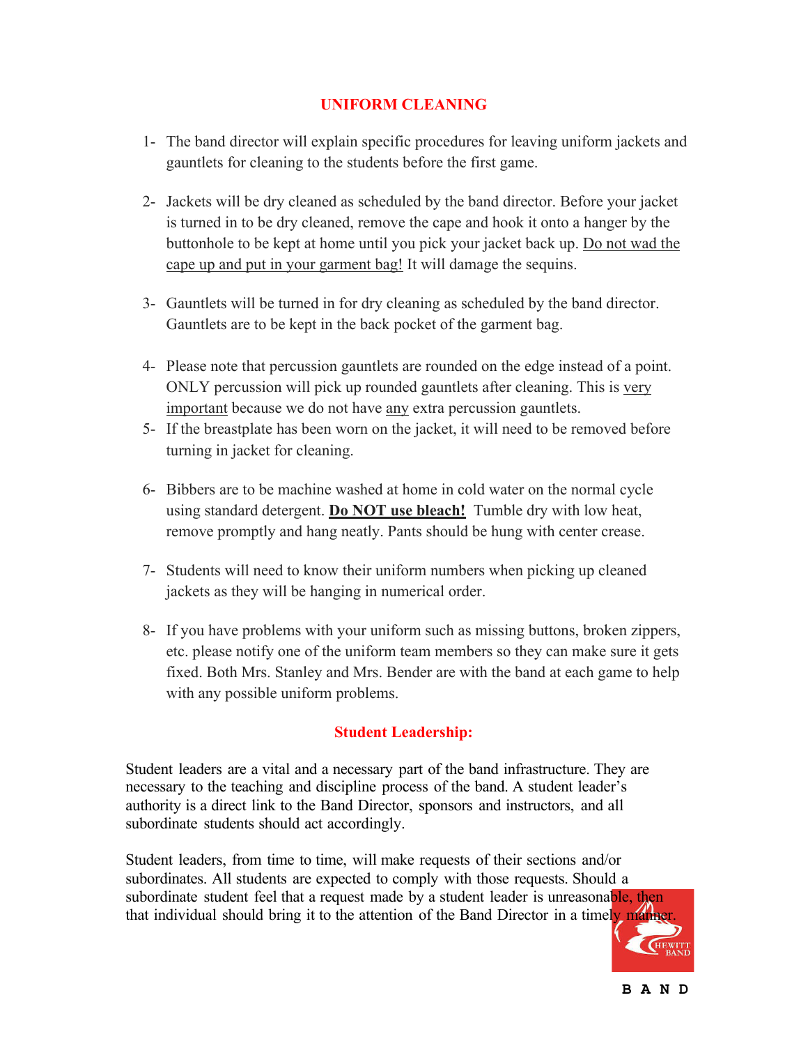## UNIFORM CLEANING

1- The band director will explain specific procedures for leaving uniform jackets and gauntlets for cleaning to the students before the first game.

2- Jackets will be dry cleaned as scheduled by the band director. Before your jacket is turned in to be dry cleaned, remove the cape and hook it onto a hanger by the buttonhole to be kept at home until you pick your jacket back up. Do not wad the cape up and put in your garment bag! It will damage the sequins.

3- Gauntlets will be turned in for dry cleaning as scheduled by the band director. Gauntlets are to be kept in the back pocket of the garment bag.

4- Please note that percussion gauntlets are rounded on the edge instead of a point. ONLY percussion will pick up rounded gauntlets after cleaning. This is very important because we do not have any extra percussion gauntlets.

5- If the breastplate has been worn on the jacket, it will need to be removed before turning in jacket for cleaning.

6- Bibbers are to be machine washed at home in cold water on the normal cycle using standard detergent. **Do NOT use bleach!** Tumble dry with low heat, remove promptly and hang neatly. Pants should be hung with center crease.

7- Students will need to know their uniform numbers when picking up cleaned jackets as they will be hanging in numerical order.

8- If you have problems with your uniform such as missing buttons, broken zippers, etc. please notify one of the uniform team members so they can make sure it gets fixed. Both Mrs. Stanley and Mrs. Bender are with the band at each game to help with any possible uniform problems.

## Student Leadership:

Student leaders are a vital and a necessary part of the band infrastructure. They are necessary to the teaching and discipline process of the band. A student leader's authority is a direct link to the Band Director, sponsors and instructors, and all subordinate students should act accordingly.

Student leaders, from time to time, will make requests of their sections and/or subordinates. All students are expected to comply with those requests. Should a subordinate student feel that a request made by a student leader is unreasonable, then that individual should bring it to the attention of the Band Director in a timely manner.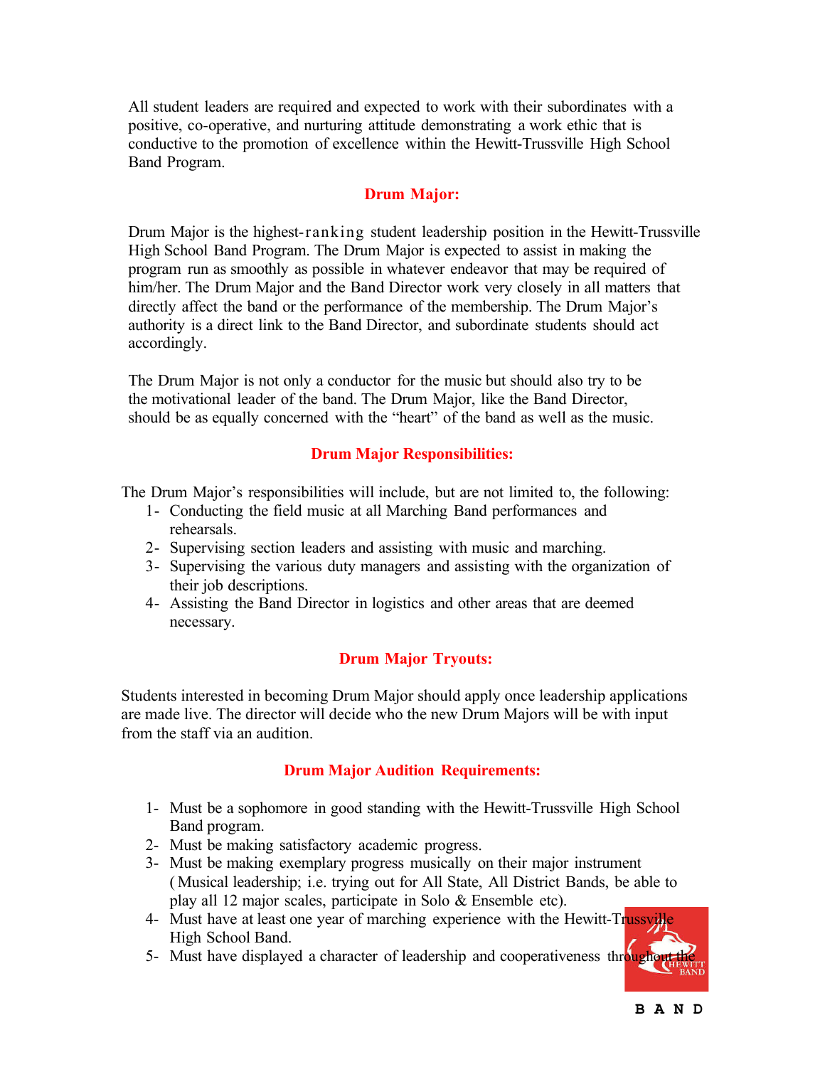All student leaders are required and expected to work with their subordinates with a positive, co-operative, and nurturing attitude demonstrating a work ethic that is conductive to the promotion of excellence within the Hewitt-Trussville High School Band Program.

## Drum Major:

Drum Major is the highest-ranking student leadership position in the Hewitt-Trussville High School Band Program. The Drum Major is expected to assist in making the program run as smoothly as possible in whatever endeavor that may be required of him/her. The Drum Major and the Band Director work very closely in all matters that directly affect the band or the performance of the membership. The Drum Major's authority is a direct link to the Band Director, and subordinate students should act accordingly.

The Drum Major is not only a conductor for the music but should also try to be the motivational leader of the band. The Drum Major, like the Band Director, should be as equally concerned with the "heart" of the band as well as the music.

## Drum Major Responsibilities:

The Drum Major's responsibilities will include, but are not limited to, the following:

1- Conducting the field music at all Marching Band performances and rehearsals.
2- Supervising section leaders and assisting with music and marching.
3- Supervising the various duty managers and assisting with the organization of their job descriptions.
4- Assisting the Band Director in logistics and other areas that are deemed necessary.

## Drum Major Tryouts:

Students interested in becoming Drum Major should apply once leadership applications are made live. The director will decide who the new Drum Majors will be with input from the staff via an audition.

## Drum Major Audition Requirements:

1- Must be a sophomore in good standing with the Hewitt-Trussville High School Band program.
2- Must be making satisfactory academic progress.
3- Must be making exemplary progress musically on their major instrument ( Musical leadership; i.e. trying out for All State, All District Bands, be able to play all 12 major scales, participate in Solo & Ensemble etc).
4- Must have at least one year of marching experience with the Hewitt-Trussville High School Band.
5- Must have displayed a character of leadership and cooperativeness throughout the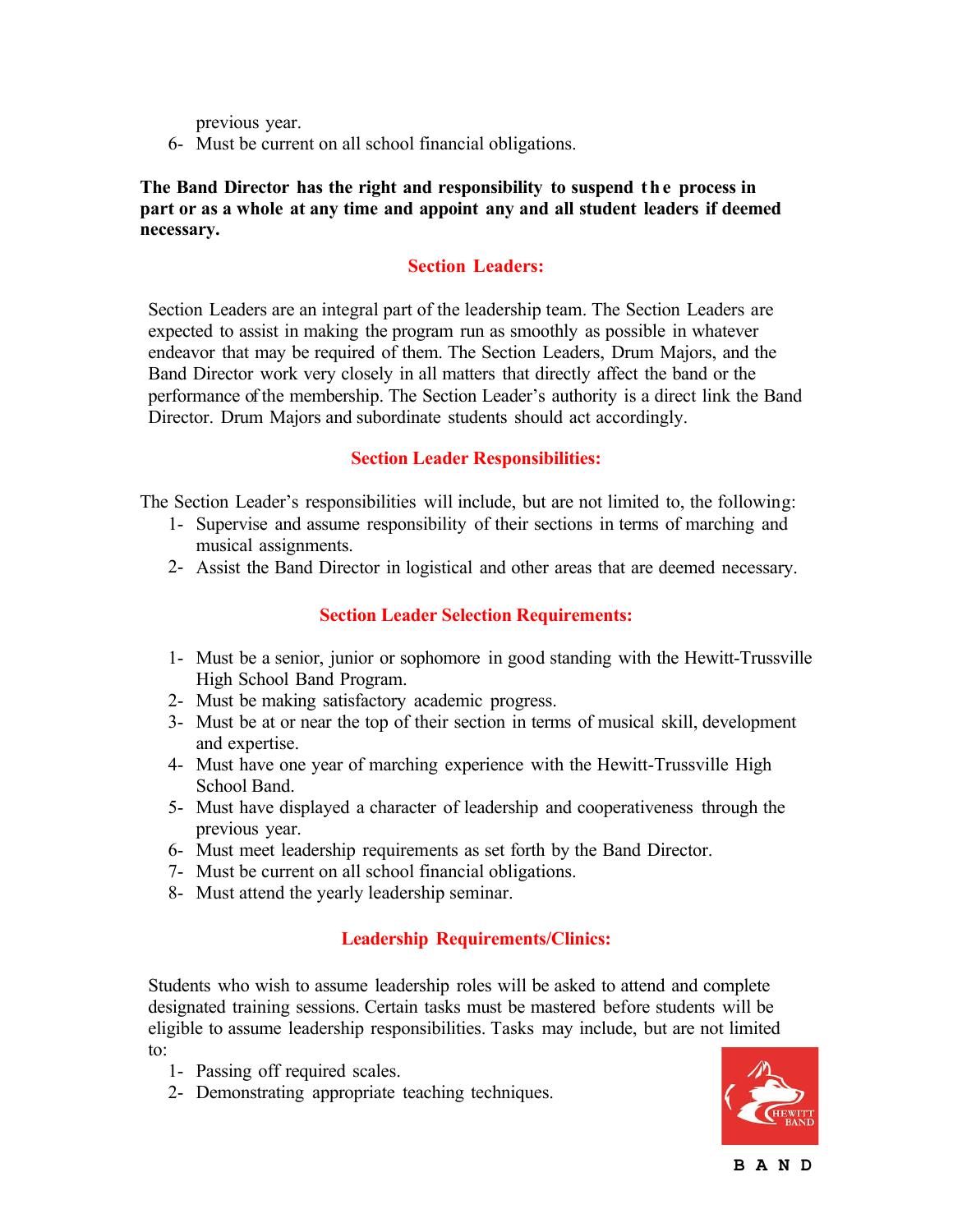previous year.

6- Must be current on all school financial obligations.

**The Band Director has the right and responsibility to suspend the process in part or as a whole at any time and appoint any and all student leaders if deemed necessary.**

## Section Leaders:

Section Leaders are an integral part of the leadership team. The Section Leaders are expected to assist in making the program run as smoothly as possible in whatever endeavor that may be required of them. The Section Leaders, Drum Majors, and the Band Director work very closely in all matters that directly affect the band or the performance of the membership. The Section Leader's authority is a direct link the Band Director. Drum Majors and subordinate students should act accordingly.

## Section Leader Responsibilities:

The Section Leader's responsibilities will include, but are not limited to, the following:

1- Supervise and assume responsibility of their sections in terms of marching and musical assignments.

2- Assist the Band Director in logistical and other areas that are deemed necessary.

## Section Leader Selection Requirements:

1- Must be a senior, junior or sophomore in good standing with the Hewitt-Trussville High School Band Program.

2- Must be making satisfactory academic progress.

3- Must be at or near the top of their section in terms of musical skill, development and expertise.

4- Must have one year of marching experience with the Hewitt-Trussville High School Band.

5- Must have displayed a character of leadership and cooperativeness through the previous year.

6- Must meet leadership requirements as set forth by the Band Director.

7- Must be current on all school financial obligations.

8- Must attend the yearly leadership seminar.

## Leadership Requirements/Clinics:

Students who wish to assume leadership roles will be asked to attend and complete designated training sessions. Certain tasks must be mastered before students will be eligible to assume leadership responsibilities. Tasks may include, but are not limited to:

1- Passing off required scales.

2- Demonstrating appropriate teaching techniques.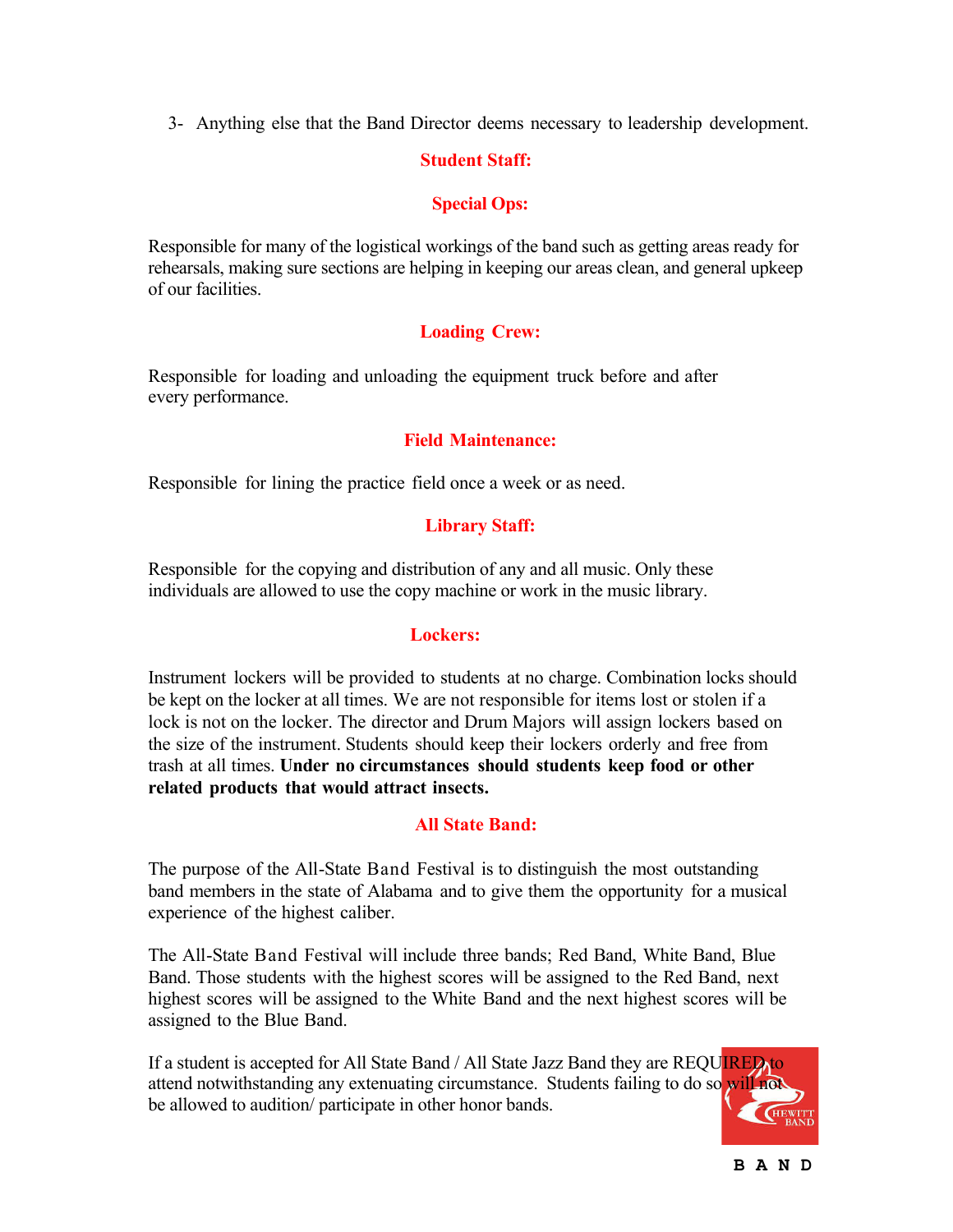3- Anything else that the Band Director deems necessary to leadership development.

## Student Staff:

### Special Ops:

Responsible for many of the logistical workings of the band such as getting areas ready for rehearsals, making sure sections are helping in keeping our areas clean, and general upkeep of our facilities.

### Loading Crew:

Responsible for loading and unloading the equipment truck before and after every performance.

### Field Maintenance:

Responsible for lining the practice field once a week or as need.

### Library Staff:

Responsible for the copying and distribution of any and all music. Only these individuals are allowed to use the copy machine or work in the music library.

## Lockers:

Instrument lockers will be provided to students at no charge. Combination locks should be kept on the locker at all times. We are not responsible for items lost or stolen if a lock is not on the locker. The director and Drum Majors will assign lockers based on the size of the instrument. Students should keep their lockers orderly and free from trash at all times. **Under no circumstances should students keep food or other related products that would attract insects.**

## All State Band:

The purpose of the All-State Band Festival is to distinguish the most outstanding band members in the state of Alabama and to give them the opportunity for a musical experience of the highest caliber.

The All-State Band Festival will include three bands; Red Band, White Band, Blue Band. Those students with the highest scores will be assigned to the Red Band, next highest scores will be assigned to the White Band and the next highest scores will be assigned to the Blue Band.

If a student is accepted for All State Band / All State Jazz Band they are REQUIRED to attend notwithstanding any extenuating circumstance. Students failing to do so will not be allowed to audition/ participate in other honor bands.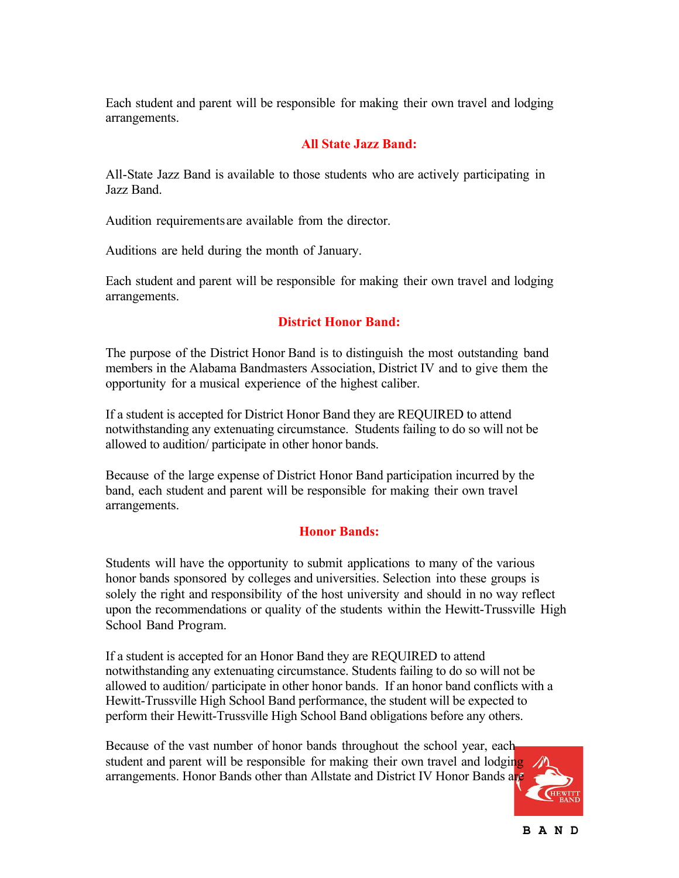Each student and parent will be responsible for making their own travel and lodging arrangements.

## All State Jazz Band:

All-State Jazz Band is available to those students who are actively participating in Jazz Band.

Audition requirements are available from the director.

Auditions are held during the month of January.

Each student and parent will be responsible for making their own travel and lodging arrangements.

## District Honor Band:

The purpose of the District Honor Band is to distinguish the most outstanding band members in the Alabama Bandmasters Association, District IV and to give them the opportunity for a musical experience of the highest caliber.

If a student is accepted for District Honor Band they are REQUIRED to attend notwithstanding any extenuating circumstance. Students failing to do so will not be allowed to audition/ participate in other honor bands.

Because of the large expense of District Honor Band participation incurred by the band, each student and parent will be responsible for making their own travel arrangements.

## Honor Bands:

Students will have the opportunity to submit applications to many of the various honor bands sponsored by colleges and universities. Selection into these groups is solely the right and responsibility of the host university and should in no way reflect upon the recommendations or quality of the students within the Hewitt-Trussville High School Band Program.

If a student is accepted for an Honor Band they are REQUIRED to attend notwithstanding any extenuating circumstance. Students failing to do so will not be allowed to audition/ participate in other honor bands. If an honor band conflicts with a Hewitt-Trussville High School Band performance, the student will be expected to perform their Hewitt-Trussville High School Band obligations before any others.

Because of the vast number of honor bands throughout the school year, each student and parent will be responsible for making their own travel and lodging arrangements. Honor Bands other than Allstate and District IV Honor Bands are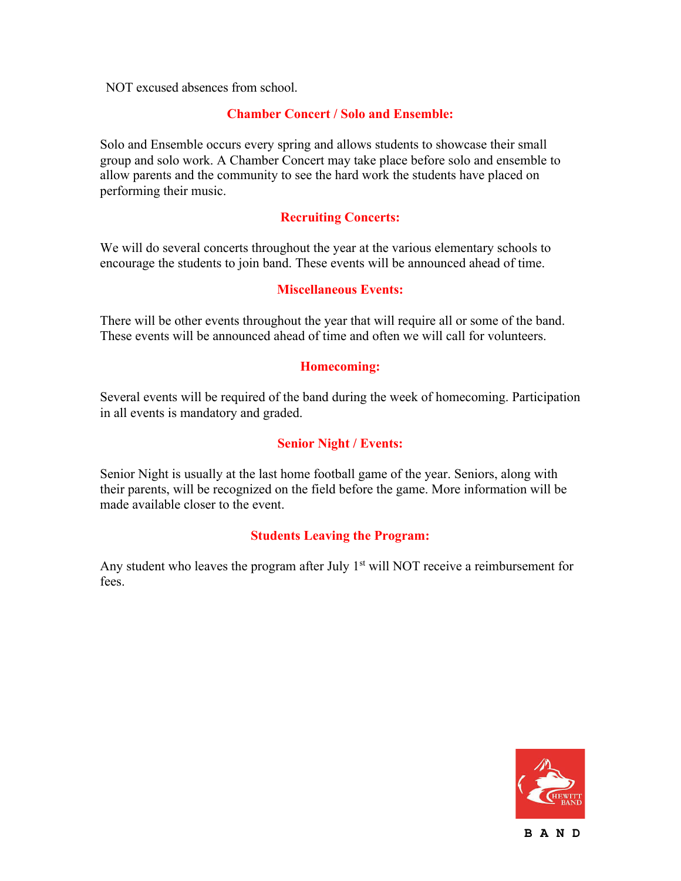NOT excused absences from school.

## Chamber Concert / Solo and Ensemble:

Solo and Ensemble occurs every spring and allows students to showcase their small group and solo work. A Chamber Concert may take place before solo and ensemble to allow parents and the community to see the hard work the students have placed on performing their music.

## Recruiting Concerts:

We will do several concerts throughout the year at the various elementary schools to encourage the students to join band. These events will be announced ahead of time.

## Miscellaneous Events:

There will be other events throughout the year that will require all or some of the band. These events will be announced ahead of time and often we will call for volunteers.

## Homecoming:

Several events will be required of the band during the week of homecoming. Participation in all events is mandatory and graded.

## Senior Night / Events:

Senior Night is usually at the last home football game of the year. Seniors, along with their parents, will be recognized on the field before the game. More information will be made available closer to the event.

## Students Leaving the Program:

Any student who leaves the program after July 1st will NOT receive a reimbursement for fees.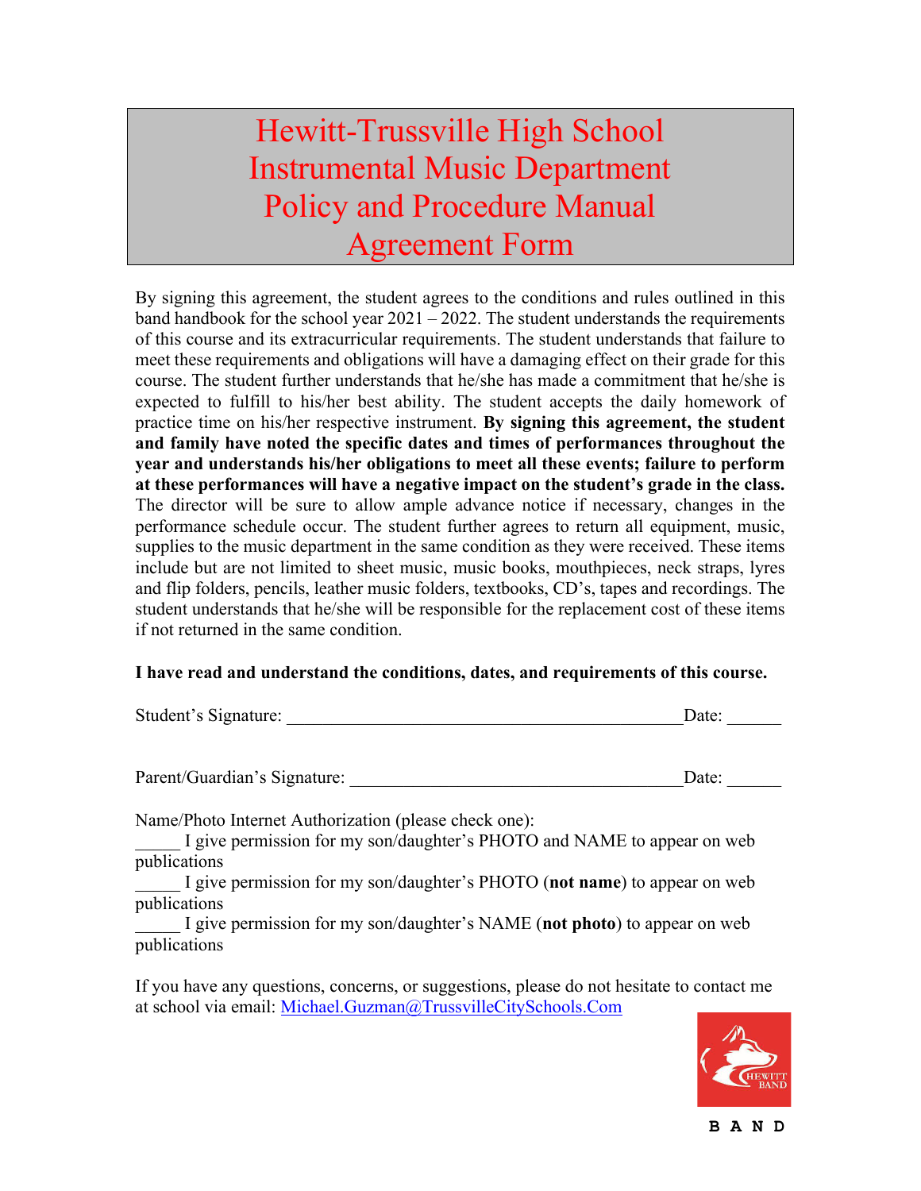# Hewitt-Trussville High School Instrumental Music Department Policy and Procedure Manual Agreement Form

By signing this agreement, the student agrees to the conditions and rules outlined in this band handbook for the school year 2021 – 2022. The student understands the requirements of this course and its extracurricular requirements. The student understands that failure to meet these requirements and obligations will have a damaging effect on their grade for this course. The student further understands that he/she has made a commitment that he/she is expected to fulfill to his/her best ability. The student accepts the daily homework of practice time on his/her respective instrument. **By signing this agreement, the student and family have noted the specific dates and times of performances throughout the year and understands his/her obligations to meet all these events; failure to perform at these performances will have a negative impact on the student's grade in the class.** The director will be sure to allow ample advance notice if necessary, changes in the performance schedule occur. The student further agrees to return all equipment, music, supplies to the music department in the same condition as they were received. These items include but are not limited to sheet music, music books, mouthpieces, neck straps, lyres and flip folders, pencils, leather music folders, textbooks, CD's, tapes and recordings. The student understands that he/she will be responsible for the replacement cost of these items if not returned in the same condition.

**I have read and understand the conditions, dates, and requirements of this course.**

Student's Signature: ____________________________________________ Date: ______

Parent/Guardian's Signature: ____________________________________ Date: ______

Name/Photo Internet Authorization (please check one):

_____ I give permission for my son/daughter's PHOTO and NAME to appear on web publications

_____ I give permission for my son/daughter's PHOTO (**not name**) to appear on web publications

_____ I give permission for my son/daughter's NAME (**not photo**) to appear on web publications

If you have any questions, concerns, or suggestions, please do not hesitate to contact me at school via email: Michael.Guzman@TrussvilleCitySchools.Com

HEWITT BAND

BAND